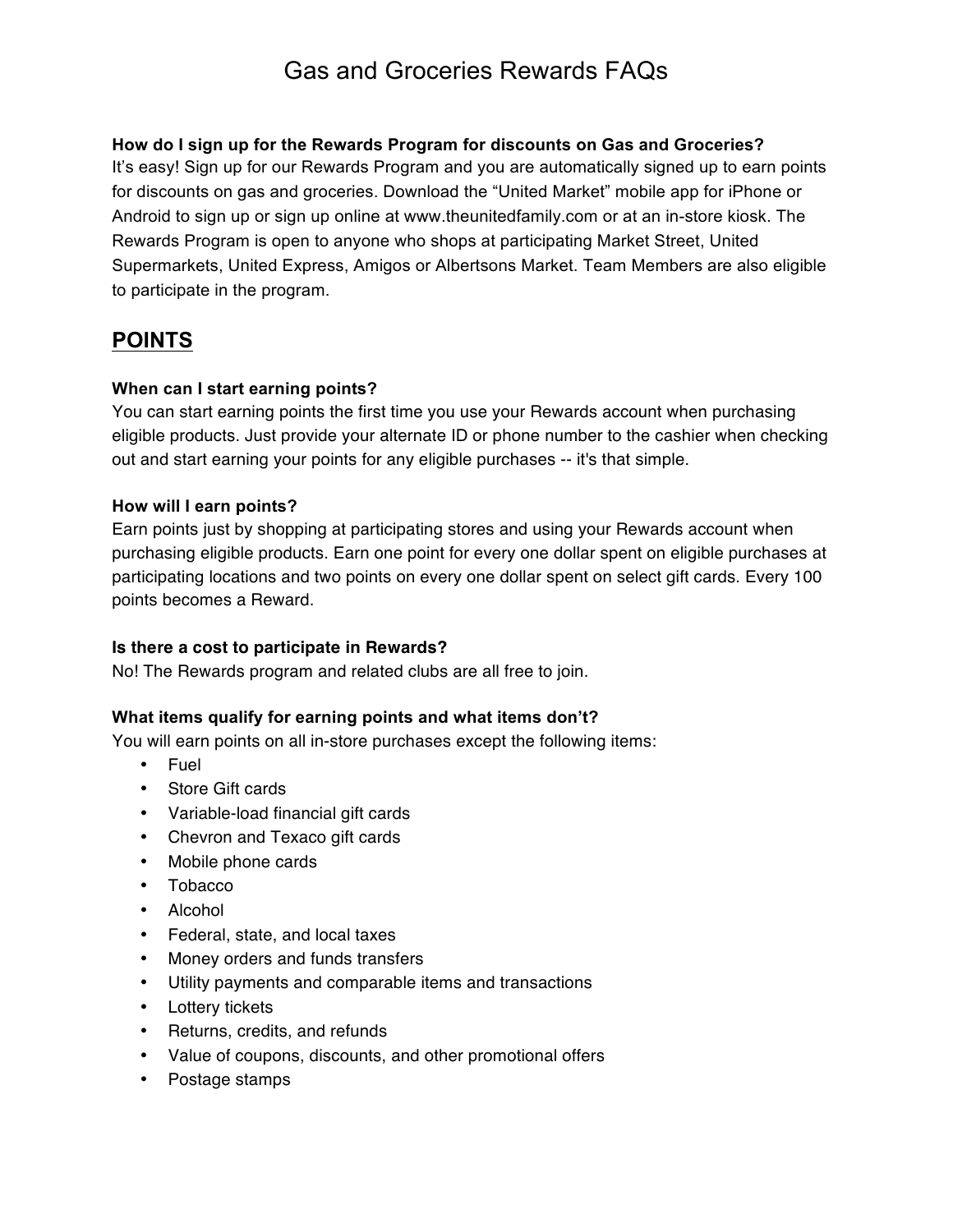# Gas and Groceries Rewards FAQs

**How do I sign up for the Rewards Program for discounts on Gas and Groceries?**
It's easy! Sign up for our Rewards Program and you are automatically signed up to earn points for discounts on gas and groceries. Download the "United Market" mobile app for iPhone or Android to sign up or sign up online at www.theunitedfamily.com or at an in-store kiosk. The Rewards Program is open to anyone who shops at participating Market Street, United Supermarkets, United Express, Amigos or Albertsons Market. Team Members are also eligible to participate in the program.

## POINTS

**When can I start earning points?**
You can start earning points the first time you use your Rewards account when purchasing eligible products. Just provide your alternate ID or phone number to the cashier when checking out and start earning your points for any eligible purchases -- it's that simple.

**How will I earn points?**
Earn points just by shopping at participating stores and using your Rewards account when purchasing eligible products. Earn one point for every one dollar spent on eligible purchases at participating locations and two points on every one dollar spent on select gift cards. Every 100 points becomes a Reward.

**Is there a cost to participate in Rewards?**
No! The Rewards program and related clubs are all free to join.

**What items qualify for earning points and what items don't?**
You will earn points on all in-store purchases except the following items:

- Fuel
- Store Gift cards
- Variable-load financial gift cards
- Chevron and Texaco gift cards
- Mobile phone cards
- Tobacco
- Alcohol
- Federal, state, and local taxes
- Money orders and funds transfers
- Utility payments and comparable items and transactions
- Lottery tickets
- Returns, credits, and refunds
- Value of coupons, discounts, and other promotional offers
- Postage stamps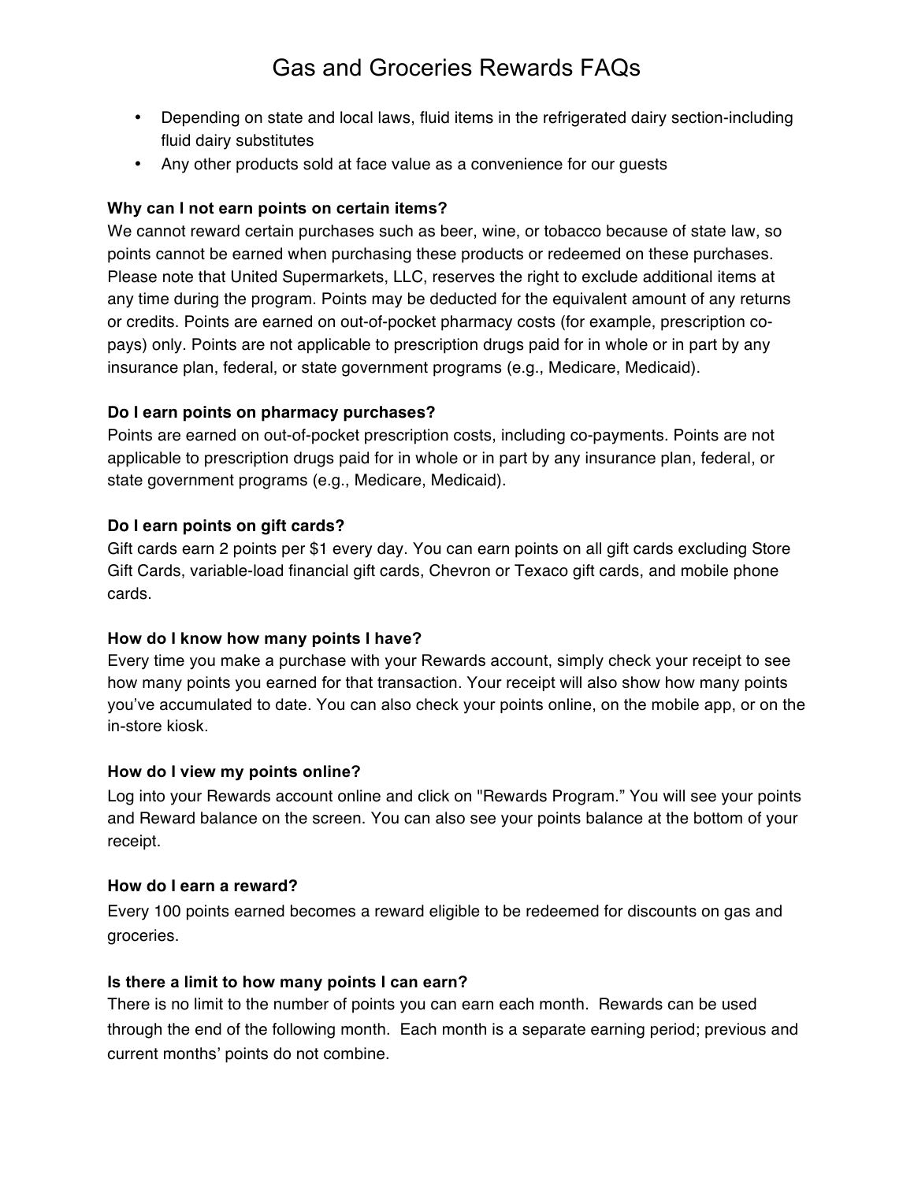- Depending on state and local laws, fluid items in the refrigerated dairy section-including fluid dairy substitutes
- Any other products sold at face value as a convenience for our guests

**Why can I not earn points on certain items?**

We cannot reward certain purchases such as beer, wine, or tobacco because of state law, so points cannot be earned when purchasing these products or redeemed on these purchases. Please note that United Supermarkets, LLC, reserves the right to exclude additional items at any time during the program. Points may be deducted for the equivalent amount of any returns or credits. Points are earned on out-of-pocket pharmacy costs (for example, prescription co-pays) only. Points are not applicable to prescription drugs paid for in whole or in part by any insurance plan, federal, or state government programs (e.g., Medicare, Medicaid).

**Do I earn points on pharmacy purchases?**

Points are earned on out-of-pocket prescription costs, including co-payments. Points are not applicable to prescription drugs paid for in whole or in part by any insurance plan, federal, or state government programs (e.g., Medicare, Medicaid).

**Do I earn points on gift cards?**

Gift cards earn 2 points per $1 every day. You can earn points on all gift cards excluding Store Gift Cards, variable-load financial gift cards, Chevron or Texaco gift cards, and mobile phone cards.

**How do I know how many points I have?**

Every time you make a purchase with your Rewards account, simply check your receipt to see how many points you earned for that transaction. Your receipt will also show how many points you've accumulated to date. You can also check your points online, on the mobile app, or on the in-store kiosk.

**How do I view my points online?**

Log into your Rewards account online and click on "Rewards Program." You will see your points and Reward balance on the screen. You can also see your points balance at the bottom of your receipt.

**How do I earn a reward?**

Every 100 points earned becomes a reward eligible to be redeemed for discounts on gas and groceries.

**Is there a limit to how many points I can earn?**

There is no limit to the number of points you can earn each month. Rewards can be used through the end of the following month. Each month is a separate earning period; previous and current months' points do not combine.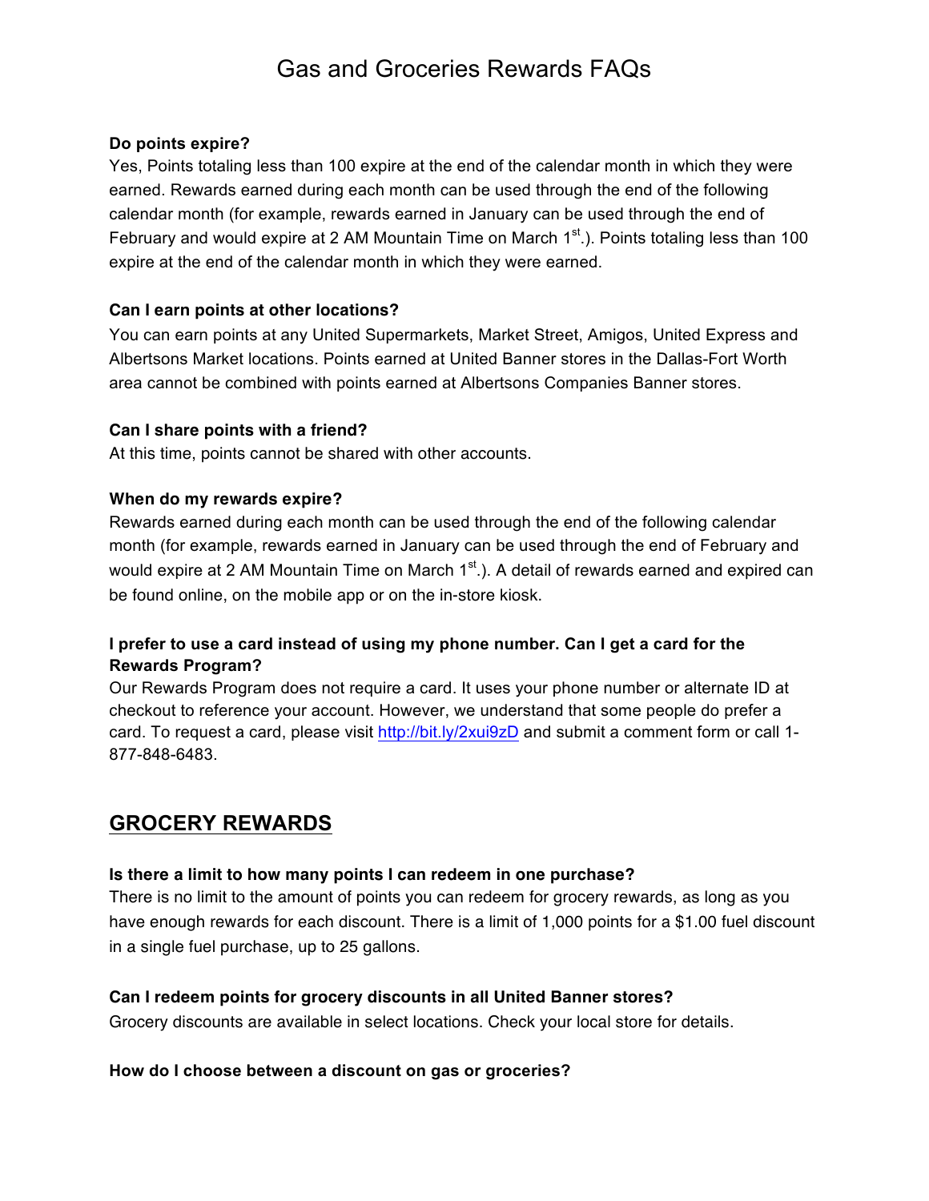# Gas and Groceries Rewards FAQs

**Do points expire?**

Yes, Points totaling less than 100 expire at the end of the calendar month in which they were earned. Rewards earned during each month can be used through the end of the following calendar month (for example, rewards earned in January can be used through the end of February and would expire at 2 AM Mountain Time on March 1st.). Points totaling less than 100 expire at the end of the calendar month in which they were earned.

**Can I earn points at other locations?**

You can earn points at any United Supermarkets, Market Street, Amigos, United Express and Albertsons Market locations. Points earned at United Banner stores in the Dallas-Fort Worth area cannot be combined with points earned at Albertsons Companies Banner stores.

**Can I share points with a friend?**

At this time, points cannot be shared with other accounts.

**When do my rewards expire?**

Rewards earned during each month can be used through the end of the following calendar month (for example, rewards earned in January can be used through the end of February and would expire at 2 AM Mountain Time on March 1st.). A detail of rewards earned and expired can be found online, on the mobile app or on the in-store kiosk.

**I prefer to use a card instead of using my phone number. Can I get a card for the Rewards Program?**

Our Rewards Program does not require a card. It uses your phone number or alternate ID at checkout to reference your account. However, we understand that some people do prefer a card. To request a card, please visit http://bit.ly/2xui9zD and submit a comment form or call 1-877-848-6483.

## GROCERY REWARDS

**Is there a limit to how many points I can redeem in one purchase?**

There is no limit to the amount of points you can redeem for grocery rewards, as long as you have enough rewards for each discount. There is a limit of 1,000 points for a $1.00 fuel discount in a single fuel purchase, up to 25 gallons.

**Can I redeem points for grocery discounts in all United Banner stores?**

Grocery discounts are available in select locations. Check your local store for details.

**How do I choose between a discount on gas or groceries?**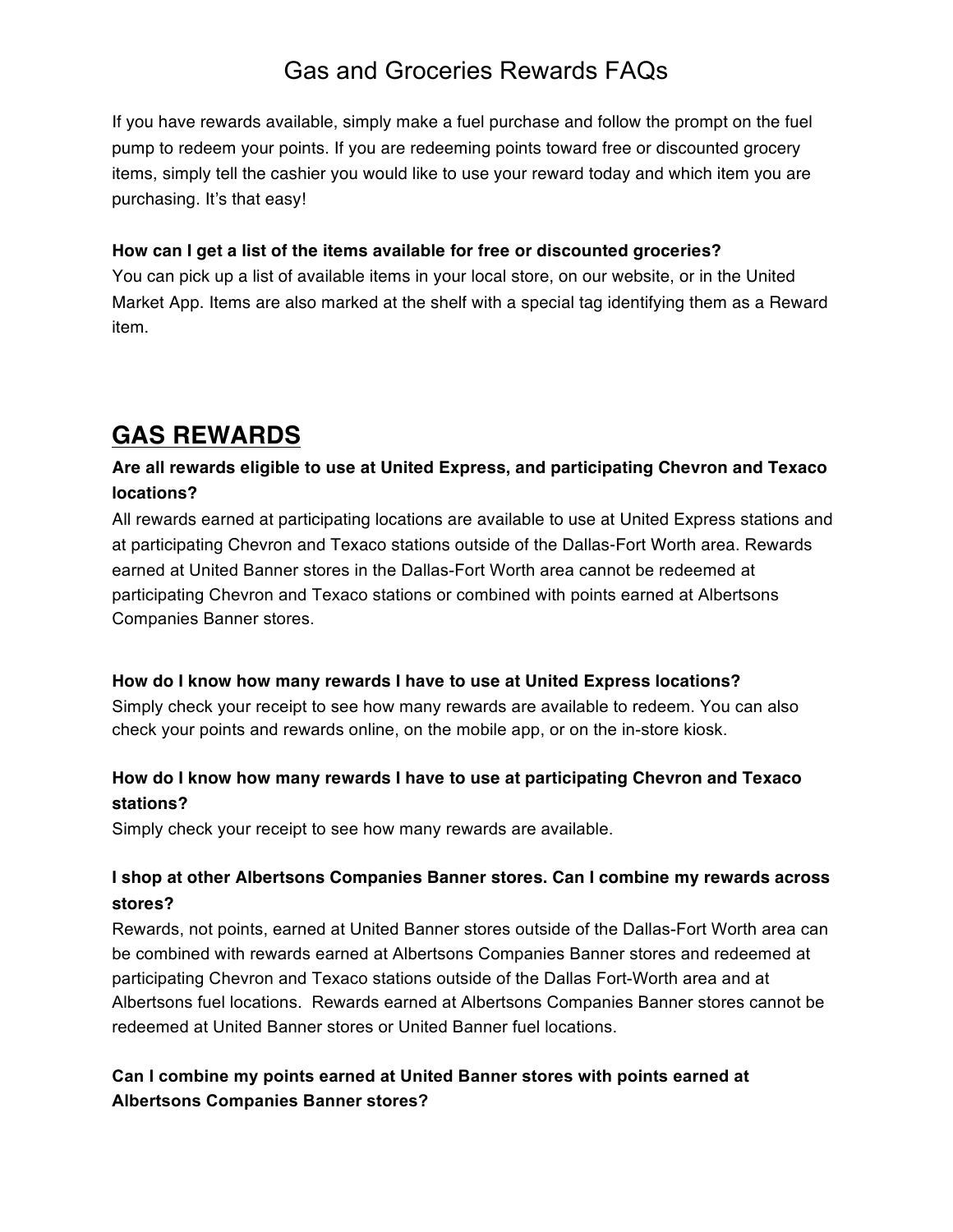# Gas and Groceries Rewards FAQs

If you have rewards available, simply make a fuel purchase and follow the prompt on the fuel pump to redeem your points. If you are redeeming points toward free or discounted grocery items, simply tell the cashier you would like to use your reward today and which item you are purchasing. It's that easy!

**How can I get a list of the items available for free or discounted groceries?**
You can pick up a list of available items in your local store, on our website, or in the United Market App. Items are also marked at the shelf with a special tag identifying them as a Reward item.

## GAS REWARDS

### Are all rewards eligible to use at United Express, and participating Chevron and Texaco locations?

All rewards earned at participating locations are available to use at United Express stations and at participating Chevron and Texaco stations outside of the Dallas-Fort Worth area. Rewards earned at United Banner stores in the Dallas-Fort Worth area cannot be redeemed at participating Chevron and Texaco stations or combined with points earned at Albertsons Companies Banner stores.

**How do I know how many rewards I have to use at United Express locations?**
Simply check your receipt to see how many rewards are available to redeem. You can also check your points and rewards online, on the mobile app, or on the in-store kiosk.

### How do I know how many rewards I have to use at participating Chevron and Texaco stations?

Simply check your receipt to see how many rewards are available.

### I shop at other Albertsons Companies Banner stores. Can I combine my rewards across stores?

Rewards, not points, earned at United Banner stores outside of the Dallas-Fort Worth area can be combined with rewards earned at Albertsons Companies Banner stores and redeemed at participating Chevron and Texaco stations outside of the Dallas Fort-Worth area and at Albertsons fuel locations. Rewards earned at Albertsons Companies Banner stores cannot be redeemed at United Banner stores or United Banner fuel locations.

**Can I combine my points earned at United Banner stores with points earned at Albertsons Companies Banner stores?**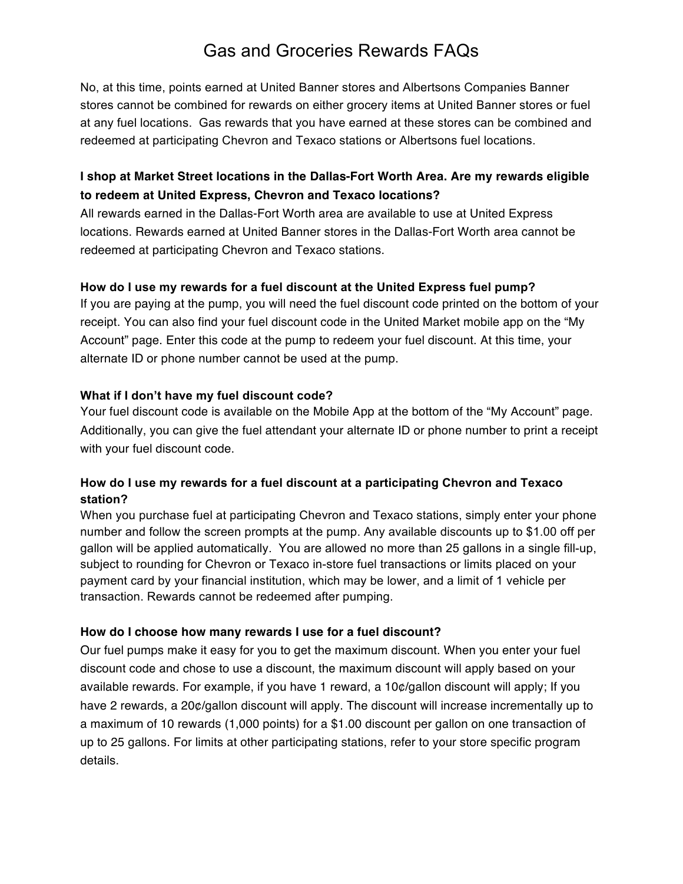# Gas and Groceries Rewards FAQs

No, at this time, points earned at United Banner stores and Albertsons Companies Banner stores cannot be combined for rewards on either grocery items at United Banner stores or fuel at any fuel locations. Gas rewards that you have earned at these stores can be combined and redeemed at participating Chevron and Texaco stations or Albertsons fuel locations.

**I shop at Market Street locations in the Dallas-Fort Worth Area. Are my rewards eligible to redeem at United Express, Chevron and Texaco locations?**

All rewards earned in the Dallas-Fort Worth area are available to use at United Express locations. Rewards earned at United Banner stores in the Dallas-Fort Worth area cannot be redeemed at participating Chevron and Texaco stations.

**How do I use my rewards for a fuel discount at the United Express fuel pump?**

If you are paying at the pump, you will need the fuel discount code printed on the bottom of your receipt. You can also find your fuel discount code in the United Market mobile app on the "My Account" page. Enter this code at the pump to redeem your fuel discount. At this time, your alternate ID or phone number cannot be used at the pump.

**What if I don't have my fuel discount code?**

Your fuel discount code is available on the Mobile App at the bottom of the "My Account" page. Additionally, you can give the fuel attendant your alternate ID or phone number to print a receipt with your fuel discount code.

**How do I use my rewards for a fuel discount at a participating Chevron and Texaco station?**

When you purchase fuel at participating Chevron and Texaco stations, simply enter your phone number and follow the screen prompts at the pump. Any available discounts up to $1.00 off per gallon will be applied automatically. You are allowed no more than 25 gallons in a single fill-up, subject to rounding for Chevron or Texaco in-store fuel transactions or limits placed on your payment card by your financial institution, which may be lower, and a limit of 1 vehicle per transaction. Rewards cannot be redeemed after pumping.

**How do I choose how many rewards I use for a fuel discount?**

Our fuel pumps make it easy for you to get the maximum discount. When you enter your fuel discount code and chose to use a discount, the maximum discount will apply based on your available rewards. For example, if you have 1 reward, a 10¢/gallon discount will apply; If you have 2 rewards, a 20¢/gallon discount will apply. The discount will increase incrementally up to a maximum of 10 rewards (1,000 points) for a $1.00 discount per gallon on one transaction of up to 25 gallons. For limits at other participating stations, refer to your store specific program details.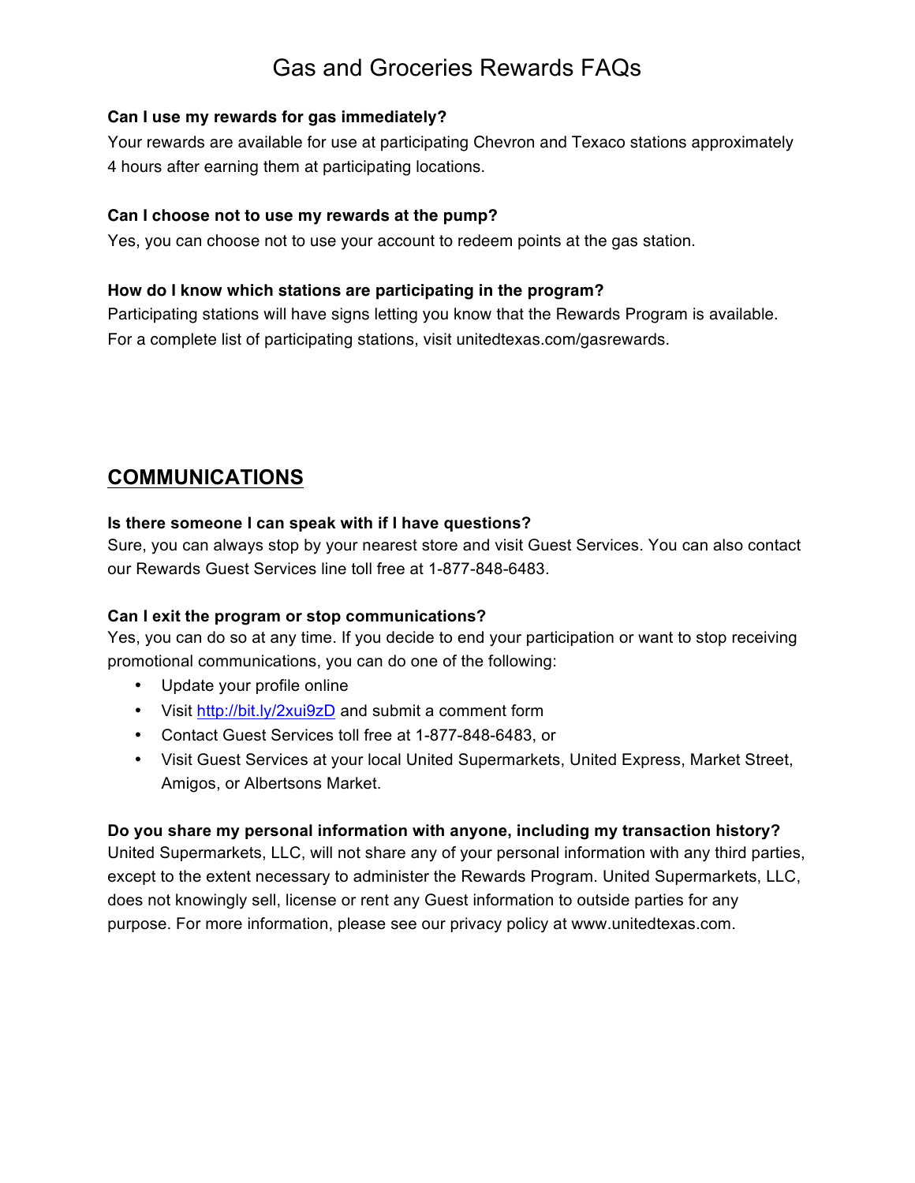# Gas and Groceries Rewards FAQs

**Can I use my rewards for gas immediately?**

Your rewards are available for use at participating Chevron and Texaco stations approximately 4 hours after earning them at participating locations.

**Can I choose not to use my rewards at the pump?**

Yes, you can choose not to use your account to redeem points at the gas station.

**How do I know which stations are participating in the program?**

Participating stations will have signs letting you know that the Rewards Program is available. For a complete list of participating stations, visit unitedtexas.com/gasrewards.

## COMMUNICATIONS

**Is there someone I can speak with if I have questions?**

Sure, you can always stop by your nearest store and visit Guest Services. You can also contact our Rewards Guest Services line toll free at 1-877-848-6483.

**Can I exit the program or stop communications?**

Yes, you can do so at any time. If you decide to end your participation or want to stop receiving promotional communications, you can do one of the following:

- Update your profile online
- Visit http://bit.ly/2xui9zD and submit a comment form
- Contact Guest Services toll free at 1-877-848-6483, or
- Visit Guest Services at your local United Supermarkets, United Express, Market Street, Amigos, or Albertsons Market.

**Do you share my personal information with anyone, including my transaction history?**

United Supermarkets, LLC, will not share any of your personal information with any third parties, except to the extent necessary to administer the Rewards Program. United Supermarkets, LLC, does not knowingly sell, license or rent any Guest information to outside parties for any purpose. For more information, please see our privacy policy at www.unitedtexas.com.